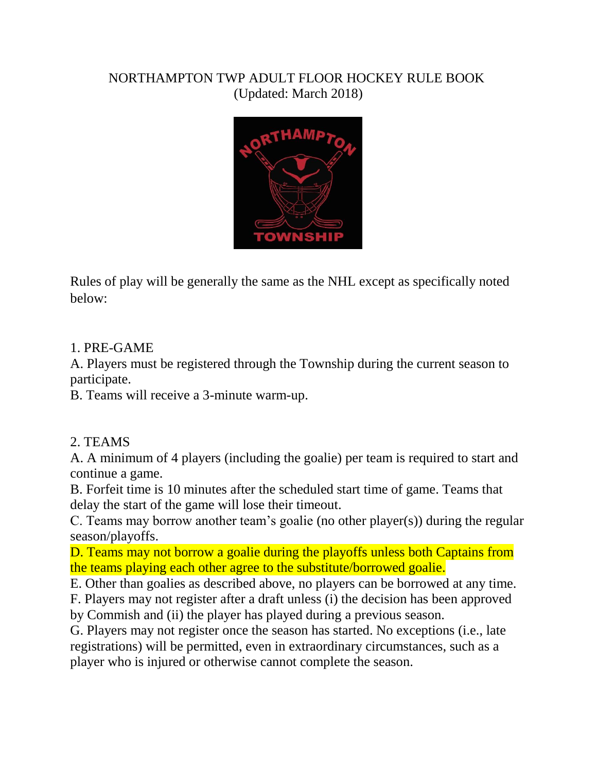# NORTHAMPTON TWP ADULT FLOOR HOCKEY RULE BOOK
(Updated: March 2018)

Rules of play will be generally the same as the NHL except as specifically noted below:

## 1. PRE-GAME

A. Players must be registered through the Township during the current season to participate.
B. Teams will receive a 3-minute warm-up.

## 2. TEAMS

A. A minimum of 4 players (including the goalie) per team is required to start and continue a game.
B. Forfeit time is 10 minutes after the scheduled start time of game. Teams that delay the start of the game will lose their timeout.
C. Teams may borrow another team's goalie (no other player(s)) during the regular season/playoffs.
D. Teams may not borrow a goalie during the playoffs unless both Captains from the teams playing each other agree to the substitute/borrowed goalie.
E. Other than goalies as described above, no players can be borrowed at any time.
F. Players may not register after a draft unless (i) the decision has been approved by Commish and (ii) the player has played during a previous season.
G. Players may not register once the season has started. No exceptions (i.e., late registrations) will be permitted, even in extraordinary circumstances, such as a player who is injured or otherwise cannot complete the season.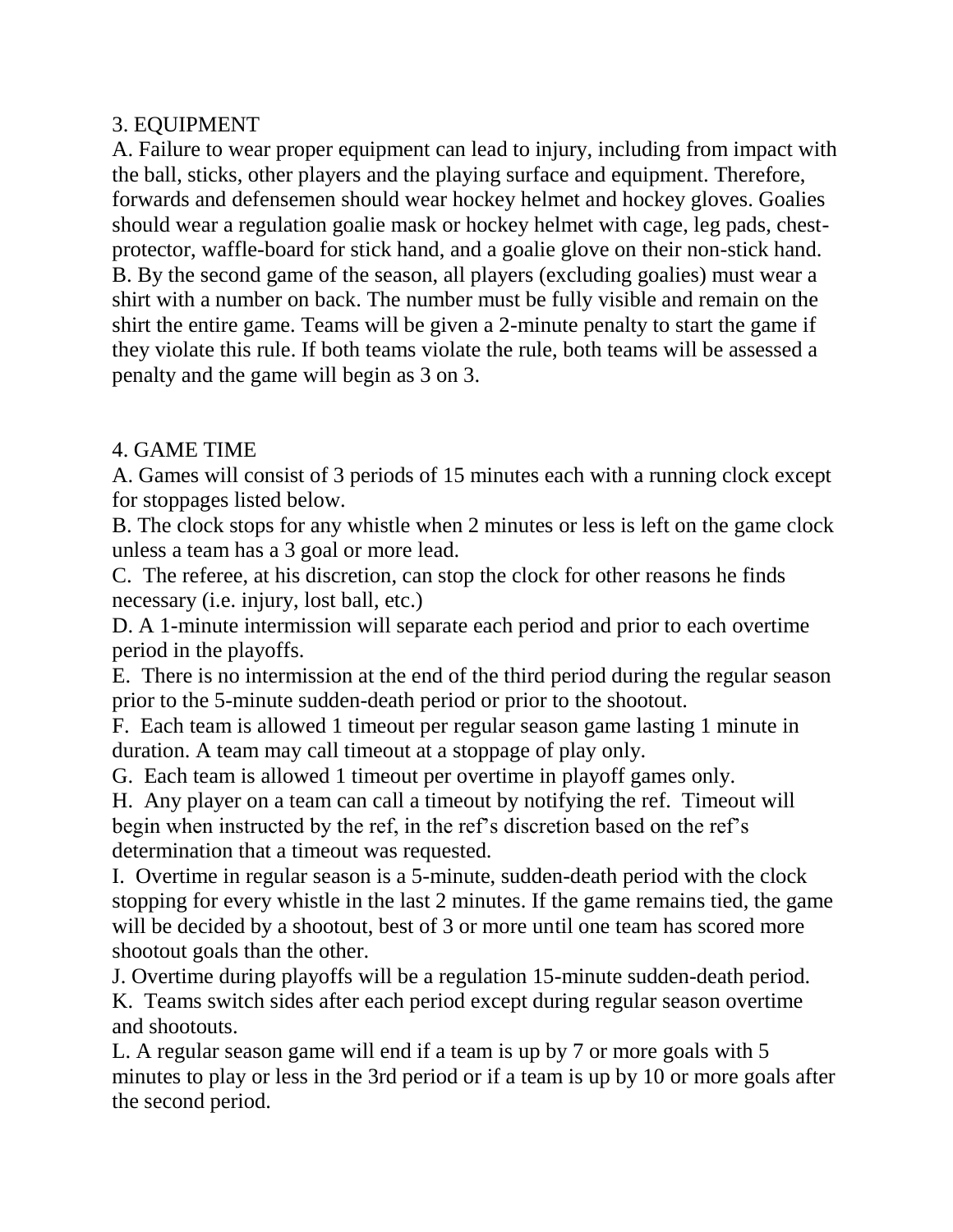## 3. EQUIPMENT

A. Failure to wear proper equipment can lead to injury, including from impact with the ball, sticks, other players and the playing surface and equipment. Therefore, forwards and defensemen should wear hockey helmet and hockey gloves. Goalies should wear a regulation goalie mask or hockey helmet with cage, leg pads, chest-protector, waffle-board for stick hand, and a goalie glove on their non-stick hand.

B. By the second game of the season, all players (excluding goalies) must wear a shirt with a number on back. The number must be fully visible and remain on the shirt the entire game. Teams will be given a 2-minute penalty to start the game if they violate this rule. If both teams violate the rule, both teams will be assessed a penalty and the game will begin as 3 on 3.

## 4. GAME TIME

A. Games will consist of 3 periods of 15 minutes each with a running clock except for stoppages listed below.

B. The clock stops for any whistle when 2 minutes or less is left on the game clock unless a team has a 3 goal or more lead.

C. The referee, at his discretion, can stop the clock for other reasons he finds necessary (i.e. injury, lost ball, etc.)

D. A 1-minute intermission will separate each period and prior to each overtime period in the playoffs.

E. There is no intermission at the end of the third period during the regular season prior to the 5-minute sudden-death period or prior to the shootout.

F. Each team is allowed 1 timeout per regular season game lasting 1 minute in duration. A team may call timeout at a stoppage of play only.

G. Each team is allowed 1 timeout per overtime in playoff games only.

H. Any player on a team can call a timeout by notifying the ref. Timeout will begin when instructed by the ref, in the ref's discretion based on the ref's determination that a timeout was requested.

I. Overtime in regular season is a 5-minute, sudden-death period with the clock stopping for every whistle in the last 2 minutes. If the game remains tied, the game will be decided by a shootout, best of 3 or more until one team has scored more shootout goals than the other.

J. Overtime during playoffs will be a regulation 15-minute sudden-death period.

K. Teams switch sides after each period except during regular season overtime and shootouts.

L. A regular season game will end if a team is up by 7 or more goals with 5 minutes to play or less in the 3rd period or if a team is up by 10 or more goals after the second period.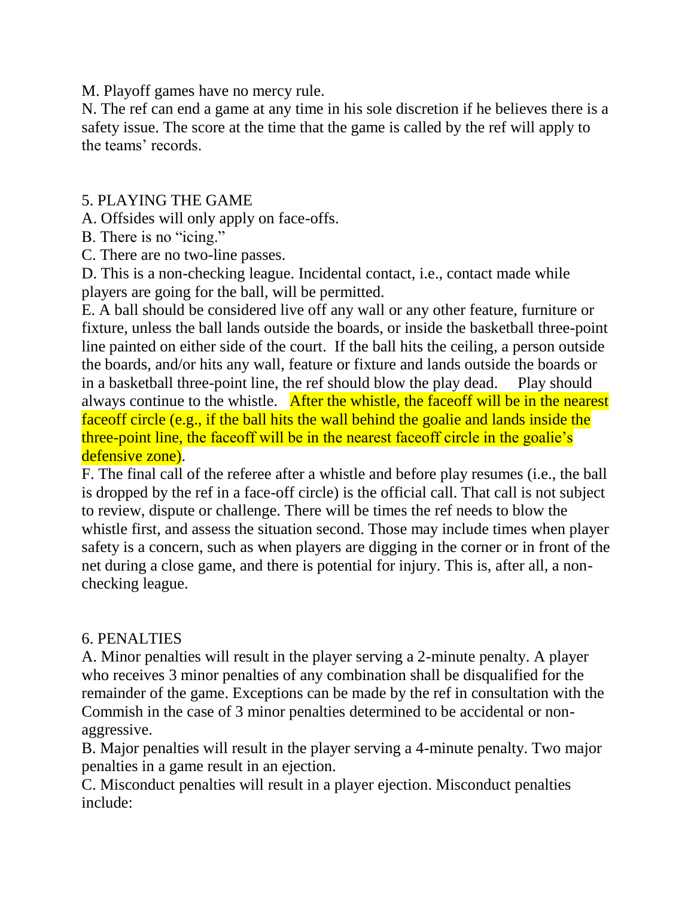M. Playoff games have no mercy rule.

N. The ref can end a game at any time in his sole discretion if he believes there is a safety issue. The score at the time that the game is called by the ref will apply to the teams' records.

5. PLAYING THE GAME

A. Offsides will only apply on face-offs.

B. There is no "icing."

C. There are no two-line passes.

D. This is a non-checking league. Incidental contact, i.e., contact made while players are going for the ball, will be permitted.

E. A ball should be considered live off any wall or any other feature, furniture or fixture, unless the ball lands outside the boards, or inside the basketball three-point line painted on either side of the court. If the ball hits the ceiling, a person outside the boards, and/or hits any wall, feature or fixture and lands outside the boards or in a basketball three-point line, the ref should blow the play dead. Play should always continue to the whistle. After the whistle, the faceoff will be in the nearest faceoff circle (e.g., if the ball hits the wall behind the goalie and lands inside the three-point line, the faceoff will be in the nearest faceoff circle in the goalie's defensive zone).

F. The final call of the referee after a whistle and before play resumes (i.e., the ball is dropped by the ref in a face-off circle) is the official call. That call is not subject to review, dispute or challenge. There will be times the ref needs to blow the whistle first, and assess the situation second. Those may include times when player safety is a concern, such as when players are digging in the corner or in front of the net during a close game, and there is potential for injury. This is, after all, a non-checking league.

6. PENALTIES

A. Minor penalties will result in the player serving a 2-minute penalty. A player who receives 3 minor penalties of any combination shall be disqualified for the remainder of the game. Exceptions can be made by the ref in consultation with the Commish in the case of 3 minor penalties determined to be accidental or non-aggressive.

B. Major penalties will result in the player serving a 4-minute penalty. Two major penalties in a game result in an ejection.

C. Misconduct penalties will result in a player ejection. Misconduct penalties include: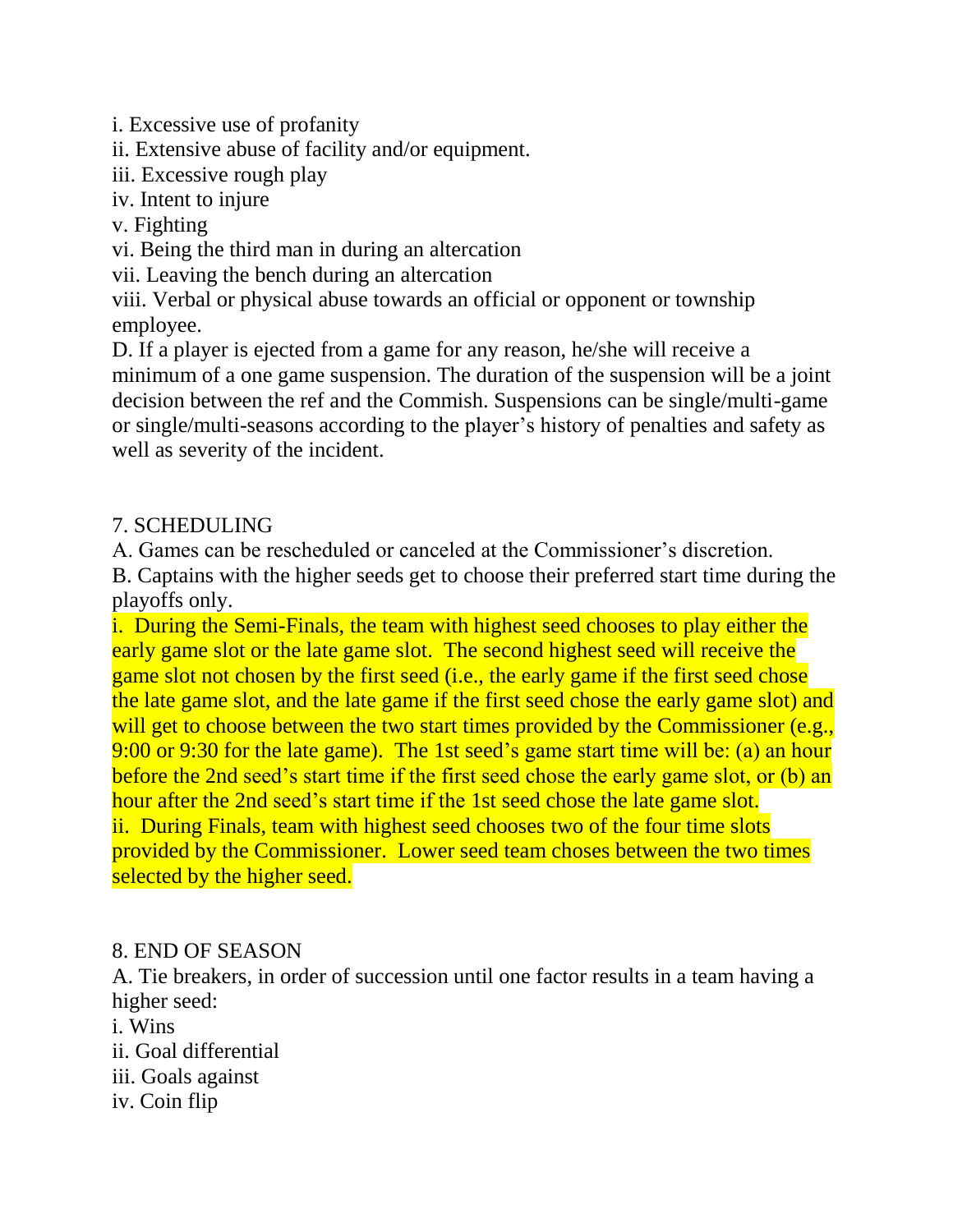i. Excessive use of profanity
ii. Extensive abuse of facility and/or equipment.
iii. Excessive rough play
iv. Intent to injure
v. Fighting
vi. Being the third man in during an altercation
vii. Leaving the bench during an altercation
viii. Verbal or physical abuse towards an official or opponent or township employee.

D. If a player is ejected from a game for any reason, he/she will receive a minimum of a one game suspension. The duration of the suspension will be a joint decision between the ref and the Commish. Suspensions can be single/multi-game or single/multi-seasons according to the player's history of penalties and safety as well as severity of the incident.

## 7. SCHEDULING

A. Games can be rescheduled or canceled at the Commissioner's discretion.

B. Captains with the higher seeds get to choose their preferred start time during the playoffs only.

i. During the Semi-Finals, the team with highest seed chooses to play either the early game slot or the late game slot. The second highest seed will receive the game slot not chosen by the first seed (i.e., the early game if the first seed chose the late game slot, and the late game if the first seed chose the early game slot) and will get to choose between the two start times provided by the Commissioner (e.g., 9:00 or 9:30 for the late game). The 1st seed's game start time will be: (a) an hour before the 2nd seed's start time if the first seed chose the early game slot, or (b) an hour after the 2nd seed's start time if the 1st seed chose the late game slot.

ii. During Finals, team with highest seed chooses two of the four time slots provided by the Commissioner. Lower seed team choses between the two times selected by the higher seed.

## 8. END OF SEASON

A. Tie breakers, in order of succession until one factor results in a team having a higher seed:

i. Wins
ii. Goal differential
iii. Goals against
iv. Coin flip